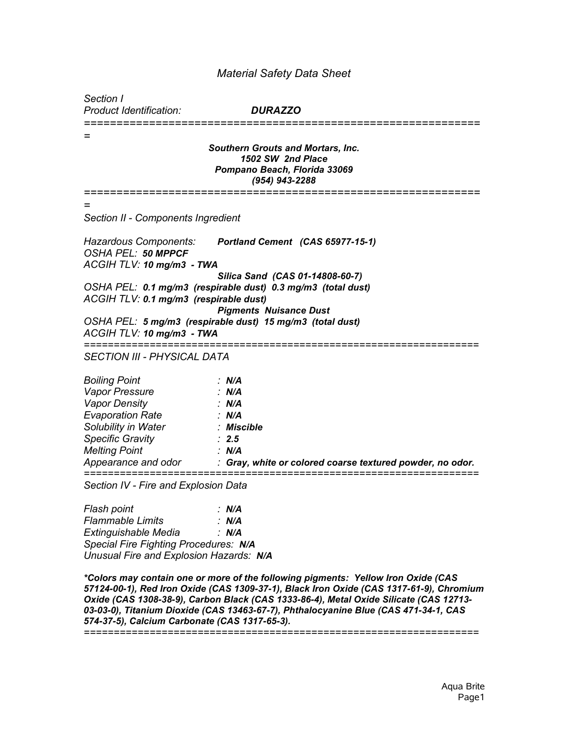# *Material Safety Data Sheet*

*Section I*
*Product Identification:* ***DURAZZO***

---

***Southern Grouts and Mortars, Inc.***
***1502 SW 2nd Place***
***Pompano Beach, Florida 33069***
***(954) 943-2288***

---

## *Section II - Components Ingredient*

*Hazardous Components:* ***Portland Cement (CAS 65977-15-1)***
*OSHA PEL:* ***50 MPPCF***
*ACGIH TLV:* ***10 mg/m3 - TWA***

***Silica Sand (CAS 01-14808-60-7)***
*OSHA PEL:* ***0.1 mg/m3 (respirable dust) 0.3 mg/m3 (total dust)***
*ACGIH TLV:* ***0.1 mg/m3 (respirable dust)***

***Pigments Nuisance Dust***
*OSHA PEL:* ***5 mg/m3 (respirable dust) 15 mg/m3 (total dust)***
*ACGIH TLV:* ***10 mg/m3 - TWA***

---

## *SECTION III - PHYSICAL DATA*

| | |
|---|---|
| *Boiling Point* | : ***N/A*** |
| *Vapor Pressure* | : ***N/A*** |
| *Vapor Density* | : ***N/A*** |
| *Evaporation Rate* | : ***N/A*** |
| *Solubility in Water* | : ***Miscible*** |
| *Specific Gravity* | : ***2.5*** |
| *Melting Point* | : ***N/A*** |
| *Appearance and odor* | : ***Gray, white or colored coarse textured powder, no odor.*** |

---

## *Section IV - Fire and Explosion Data*

| | |
|---|---|
| *Flash point* | : ***N/A*** |
| *Flammable Limits* | : ***N/A*** |
| *Extinguishable Media* | : ***N/A*** |

*Special Fire Fighting Procedures:* ***N/A***
*Unusual Fire and Explosion Hazards:* ***N/A***

****Colors may contain one or more of the following pigments: Yellow Iron Oxide (CAS 57124-00-1), Red Iron Oxide (CAS 1309-37-1), Black Iron Oxide (CAS 1317-61-9), Chromium Oxide (CAS 1308-38-9), Carbon Black (CAS 1333-86-4), Metal Oxide Silicate (CAS 12713-03-03-0), Titanium Dioxide (CAS 13463-67-7), Phthalocyanine Blue (CAS 471-34-1, CAS 574-37-5), Calcium Carbonate (CAS 1317-65-3).***

---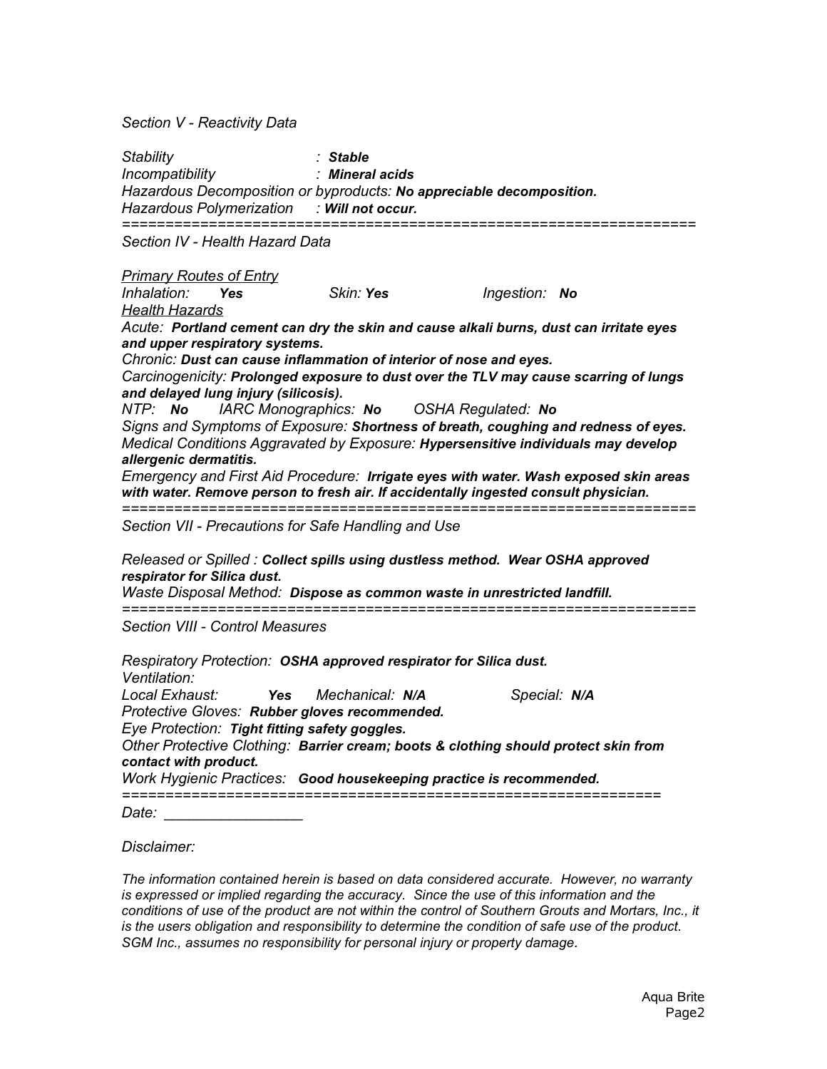*Section V - Reactivity Data*

*Stability* : ***Stable***
*Incompatibility* : ***Mineral acids***
*Hazardous Decomposition or byproducts:* ***No appreciable decomposition.***
*Hazardous Polymerization* : ***Will not occur.***

==================================================================

*Section IV - Health Hazard Data*

*Primary Routes of Entry*
*Inhalation:* ***Yes*** *Skin:* ***Yes*** *Ingestion:* ***No***
*Health Hazards*
*Acute:* ***Portland cement can dry the skin and cause alkali burns, dust can irritate eyes and upper respiratory systems.***
*Chronic:* ***Dust can cause inflammation of interior of nose and eyes.***
*Carcinogenicity:* ***Prolonged exposure to dust over the TLV may cause scarring of lungs and delayed lung injury (silicosis).***
*NTP:* ***No*** *IARC Monographics:* ***No*** *OSHA Regulated:* ***No***
*Signs and Symptoms of Exposure:* ***Shortness of breath, coughing and redness of eyes.***
*Medical Conditions Aggravated by Exposure:* ***Hypersensitive individuals may develop allergenic dermatitis.***
*Emergency and First Aid Procedure:* ***Irrigate eyes with water. Wash exposed skin areas with water. Remove person to fresh air. If accidentally ingested consult physician.***

==================================================================

*Section VII - Precautions for Safe Handling and Use*

*Released or Spilled :* ***Collect spills using dustless method. Wear OSHA approved respirator for Silica dust.***
*Waste Disposal Method:* ***Dispose as common waste in unrestricted landfill.***

==================================================================

*Section VIII - Control Measures*

*Respiratory Protection:* ***OSHA approved respirator for Silica dust.***
*Ventilation:*
*Local Exhaust:* ***Yes*** *Mechanical:* ***N/A*** *Special:* ***N/A***
*Protective Gloves:* ***Rubber gloves recommended.***
*Eye Protection:* ***Tight fitting safety goggles.***
*Other Protective Clothing:* ***Barrier cream; boots & clothing should protect skin from contact with product.***
*Work Hygienic Practices:* ***Good housekeeping practice is recommended.***

==============================================================

*Date:* ________________

*Disclaimer:*

*The information contained herein is based on data considered accurate. However, no warranty is expressed or implied regarding the accuracy. Since the use of this information and the conditions of use of the product are not within the control of Southern Grouts and Mortars, Inc., it is the users obligation and responsibility to determine the condition of safe use of the product. SGM Inc., assumes no responsibility for personal injury or property damage.*